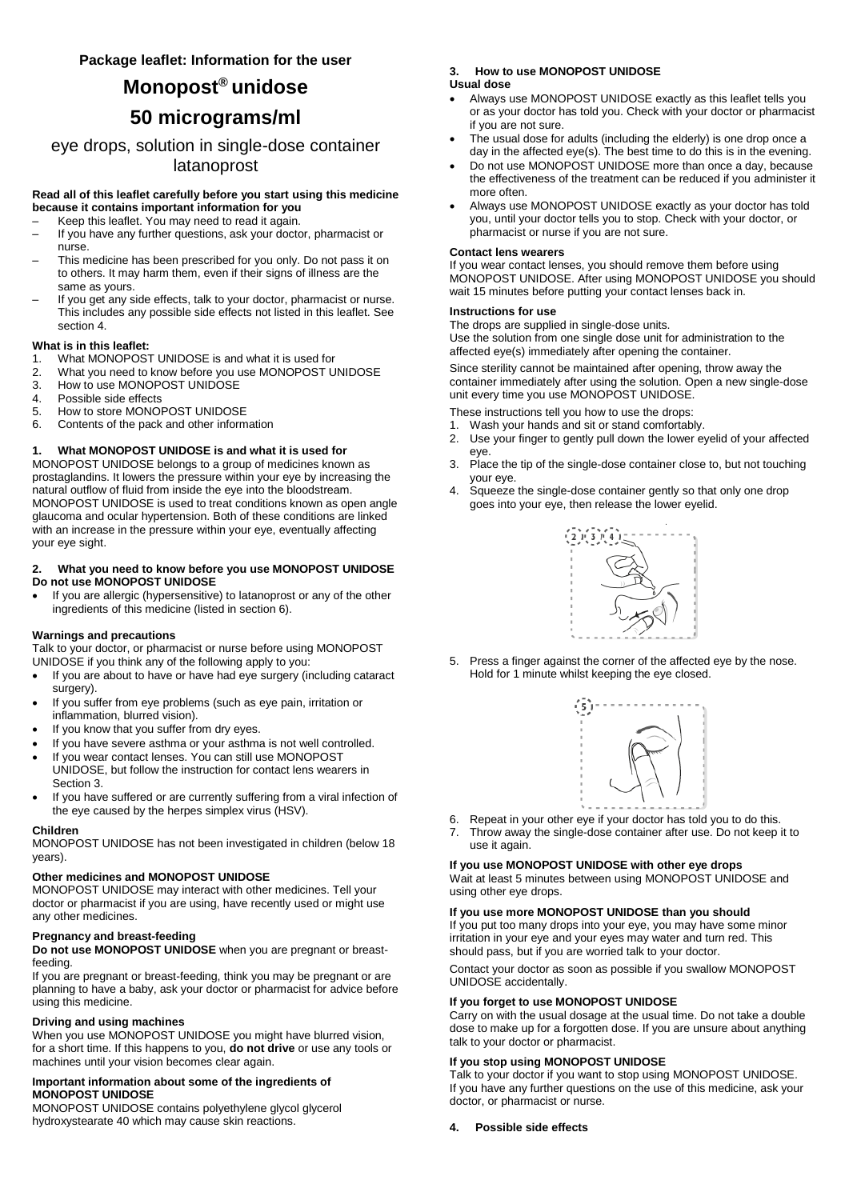**Package leaflet: Information for the user**

# Monopost® unidose

# 50 micrograms/ml

## eye drops, solution in single-dose container latanoprost

**Read all of this leaflet carefully before you start using this medicine because it contains important information for you**

- Keep this leaflet. You may need to read it again.
- If you have any further questions, ask your doctor, pharmacist or nurse.
- This medicine has been prescribed for you only. Do not pass it on to others. It may harm them, even if their signs of illness are the same as yours.
- If you get any side effects, talk to your doctor, pharmacist or nurse. This includes any possible side effects not listed in this leaflet. See section 4.

**What is in this leaflet:**

1. What MONOPOST UNIDOSE is and what it is used for
2. What you need to know before you use MONOPOST UNIDOSE
3. How to use MONOPOST UNIDOSE
4. Possible side effects
5. How to store MONOPOST UNIDOSE
6. Contents of the pack and other information

### 1. What MONOPOST UNIDOSE is and what it is used for

MONOPOST UNIDOSE belongs to a group of medicines known as prostaglandins. It lowers the pressure within your eye by increasing the natural outflow of fluid from inside the eye into the bloodstream. MONOPOST UNIDOSE is used to treat conditions known as open angle glaucoma and ocular hypertension. Both of these conditions are linked with an increase in the pressure within your eye, eventually affecting your eye sight.

### 2. What you need to know before you use MONOPOST UNIDOSE

**Do not use MONOPOST UNIDOSE**

- If you are allergic (hypersensitive) to latanoprost or any of the other ingredients of this medicine (listed in section 6).

**Warnings and precautions**

Talk to your doctor, or pharmacist or nurse before using MONOPOST UNIDOSE if you think any of the following apply to you:

- If you are about to have or have had eye surgery (including cataract surgery).
- If you suffer from eye problems (such as eye pain, irritation or inflammation, blurred vision).
- If you know that you suffer from dry eyes.
- If you have severe asthma or your asthma is not well controlled.
- If you wear contact lenses. You can still use MONOPOST UNIDOSE, but follow the instruction for contact lens wearers in Section 3.
- If you have suffered or are currently suffering from a viral infection of the eye caused by the herpes simplex virus (HSV).

**Children**

MONOPOST UNIDOSE has not been investigated in children (below 18 years).

**Other medicines and MONOPOST UNIDOSE**

MONOPOST UNIDOSE may interact with other medicines. Tell your doctor or pharmacist if you are using, have recently used or might use any other medicines.

**Pregnancy and breast-feeding**

**Do not use MONOPOST UNIDOSE** when you are pregnant or breast-feeding.

If you are pregnant or breast-feeding, think you may be pregnant or are planning to have a baby, ask your doctor or pharmacist for advice before using this medicine.

**Driving and using machines**

When you use MONOPOST UNIDOSE you might have blurred vision, for a short time. If this happens to you, **do not drive** or use any tools or machines until your vision becomes clear again.

**Important information about some of the ingredients of MONOPOST UNIDOSE**

MONOPOST UNIDOSE contains polyethylene glycol glycerol hydroxystearate 40 which may cause skin reactions.

### 3. How to use MONOPOST UNIDOSE

**Usual dose**

- Always use MONOPOST UNIDOSE exactly as this leaflet tells you or as your doctor has told you. Check with your doctor or pharmacist if you are not sure.
- The usual dose for adults (including the elderly) is one drop once a day in the affected eye(s). The best time to do this is in the evening.
- Do not use MONOPOST UNIDOSE more than once a day, because the effectiveness of the treatment can be reduced if you administer it more often.
- Always use MONOPOST UNIDOSE exactly as your doctor has told you, until your doctor tells you to stop. Check with your doctor, or pharmacist or nurse if you are not sure.

**Contact lens wearers**

If you wear contact lenses, you should remove them before using MONOPOST UNIDOSE. After using MONOPOST UNIDOSE you should wait 15 minutes before putting your contact lenses back in.

**Instructions for use**

The drops are supplied in single-dose units.
Use the solution from one single dose unit for administration to the affected eye(s) immediately after opening the container.

Since sterility cannot be maintained after opening, throw away the container immediately after using the solution. Open a new single-dose unit every time you use MONOPOST UNIDOSE.

These instructions tell you how to use the drops:

1. Wash your hands and sit or stand comfortably.
2. Use your finger to gently pull down the lower eyelid of your affected eye.
3. Place the tip of the single-dose container close to, but not touching your eye.
4. Squeeze the single-dose container gently so that only one drop goes into your eye, then release the lower eyelid.
5. Press a finger against the corner of the affected eye by the nose. Hold for 1 minute whilst keeping the eye closed.
6. Repeat in your other eye if your doctor has told you to do this.
7. Throw away the single-dose container after use. Do not keep it to use it again.

**If you use MONOPOST UNIDOSE with other eye drops**

Wait at least 5 minutes between using MONOPOST UNIDOSE and using other eye drops.

**If you use more MONOPOST UNIDOSE than you should**

If you put too many drops into your eye, you may have some minor irritation in your eye and your eyes may water and turn red. This should pass, but if you are worried talk to your doctor.

Contact your doctor as soon as possible if you swallow MONOPOST UNIDOSE accidentally.

**If you forget to use MONOPOST UNIDOSE**

Carry on with the usual dosage at the usual time. Do not take a double dose to make up for a forgotten dose. If you are unsure about anything talk to your doctor or pharmacist.

**If you stop using MONOPOST UNIDOSE**

Talk to your doctor if you want to stop using MONOPOST UNIDOSE. If you have any further questions on the use of this medicine, ask your doctor, or pharmacist or nurse.

### 4. Possible side effects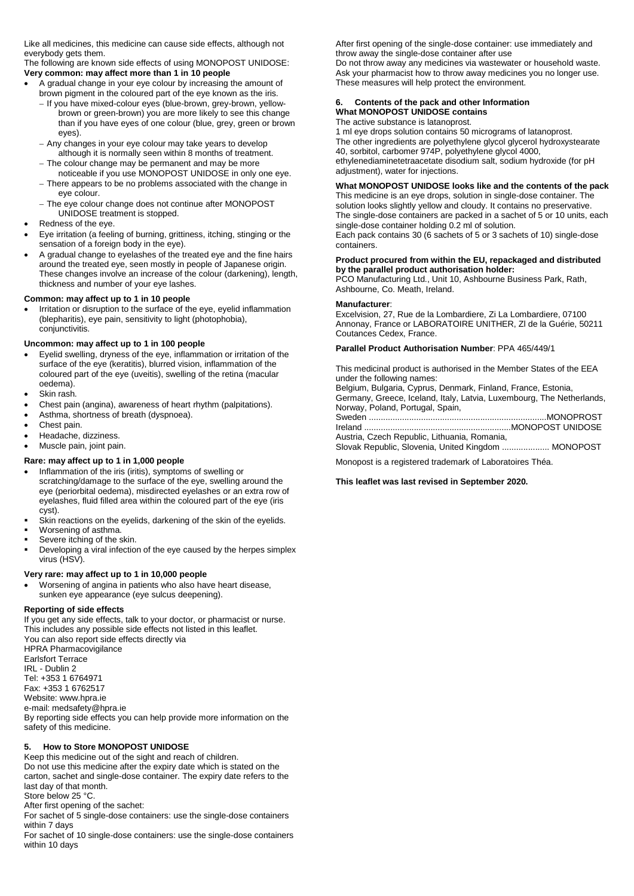Like all medicines, this medicine can cause side effects, although not everybody gets them.

The following are known side effects of using MONOPOST UNIDOSE:

**Very common: may affect more than 1 in 10 people**

- A gradual change in your eye colour by increasing the amount of brown pigment in the coloured part of the eye known as the iris.
  - If you have mixed-colour eyes (blue-brown, grey-brown, yellow-brown or green-brown) you are more likely to see this change than if you have eyes of one colour (blue, grey, green or brown eyes).
  - Any changes in your eye colour may take years to develop although it is normally seen within 8 months of treatment.
  - The colour change may be permanent and may be more noticeable if you use MONOPOST UNIDOSE in only one eye.
  - There appears to be no problems associated with the change in eye colour.
  - The eye colour change does not continue after MONOPOST UNIDOSE treatment is stopped.
- Redness of the eye.
- Eye irritation (a feeling of burning, grittiness, itching, stinging or the sensation of a foreign body in the eye).
- A gradual change to eyelashes of the treated eye and the fine hairs around the treated eye, seen mostly in people of Japanese origin. These changes involve an increase of the colour (darkening), length, thickness and number of your eye lashes.

**Common: may affect up to 1 in 10 people**

- Irritation or disruption to the surface of the eye, eyelid inflammation (blepharitis), eye pain, sensitivity to light (photophobia), conjunctivitis.

**Uncommon: may affect up to 1 in 100 people**

- Eyelid swelling, dryness of the eye, inflammation or irritation of the surface of the eye (keratitis), blurred vision, inflammation of the coloured part of the eye (uveitis), swelling of the retina (macular oedema).
- Skin rash.
- Chest pain (angina), awareness of heart rhythm (palpitations).
- Asthma, shortness of breath (dyspnoea).
- Chest pain.
- Headache, dizziness.
- Muscle pain, joint pain.

**Rare: may affect up to 1 in 1,000 people**

- Inflammation of the iris (iritis), symptoms of swelling or scratching/damage to the surface of the eye, swelling around the eye (periorbital oedema), misdirected eyelashes or an extra row of eyelashes, fluid filled area within the coloured part of the eye (iris cyst).
- Skin reactions on the eyelids, darkening of the skin of the eyelids.
- Worsening of asthma.
- Severe itching of the skin.
- Developing a viral infection of the eye caused by the herpes simplex virus (HSV).

**Very rare: may affect up to 1 in 10,000 people**

- Worsening of angina in patients who also have heart disease, sunken eye appearance (eye sulcus deepening).

**Reporting of side effects**

If you get any side effects, talk to your doctor, or pharmacist or nurse. This includes any possible side effects not listed in this leaflet. You can also report side effects directly via
HPRA Pharmacovigilance
Earlsfort Terrace
IRL - Dublin 2
Tel: +353 1 6764971
Fax: +353 1 6762517
Website: www.hpra.ie
e-mail: medsafety@hpra.ie
By reporting side effects you can help provide more information on the safety of this medicine.

## 5. How to Store MONOPOST UNIDOSE

Keep this medicine out of the sight and reach of children.
Do not use this medicine after the expiry date which is stated on the carton, sachet and single-dose container. The expiry date refers to the last day of that month.
Store below 25 °C.
After first opening of the sachet:
For sachet of 5 single-dose containers: use the single-dose containers within 7 days
For sachet of 10 single-dose containers: use the single-dose containers within 10 days
After first opening of the single-dose container: use immediately and throw away the single-dose container after use
Do not throw away any medicines via wastewater or household waste. Ask your pharmacist how to throw away medicines you no longer use. These measures will help protect the environment.

## 6. Contents of the pack and other Information

**What MONOPOST UNIDOSE contains**

The active substance is latanoprost.
1 ml eye drops solution contains 50 micrograms of latanoprost.
The other ingredients are polyethylene glycol glycerol hydroxystearate 40, sorbitol, carbomer 974P, polyethylene glycol 4000, ethylenediaminetetraacetate disodium salt, sodium hydroxide (for pH adjustment), water for injections.

**What MONOPOST UNIDOSE looks like and the contents of the pack**

This medicine is an eye drops, solution in single-dose container. The solution looks slightly yellow and cloudy. It contains no preservative.
The single-dose containers are packed in a sachet of 5 or 10 units, each single-dose container holding 0.2 ml of solution.
Each pack contains 30 (6 sachets of 5 or 3 sachets of 10) single-dose containers.

**Product procured from within the EU, repackaged and distributed by the parallel product authorisation holder:**

PCO Manufacturing Ltd., Unit 10, Ashbourne Business Park, Rath, Ashbourne, Co. Meath, Ireland.

**Manufacturer**:

Excelvision, 27, Rue de la Lombardiere, Zi La Lombardiere, 07100 Annonay, France or LABORATOIRE UNITHER, ZI de la Guérie, 50211 Coutances Cedex, France.

**Parallel Product Authorisation Number**: PPA 465/449/1

This medicinal product is authorised in the Member States of the EEA under the following names:
Belgium, Bulgaria, Cyprus, Denmark, Finland, France, Estonia, Germany, Greece, Iceland, Italy, Latvia, Luxembourg, The Netherlands, Norway, Poland, Portugal, Spain,
Sweden ..........................................................................MONOPROST
Ireland .............................................................MONOPOST UNIDOSE
Austria, Czech Republic, Lithuania, Romania,
Slovak Republic, Slovenia, United Kingdom .................... MONOPOST

Monopost is a registered trademark of Laboratoires Théa.

**This leaflet was last revised in September 2020.**